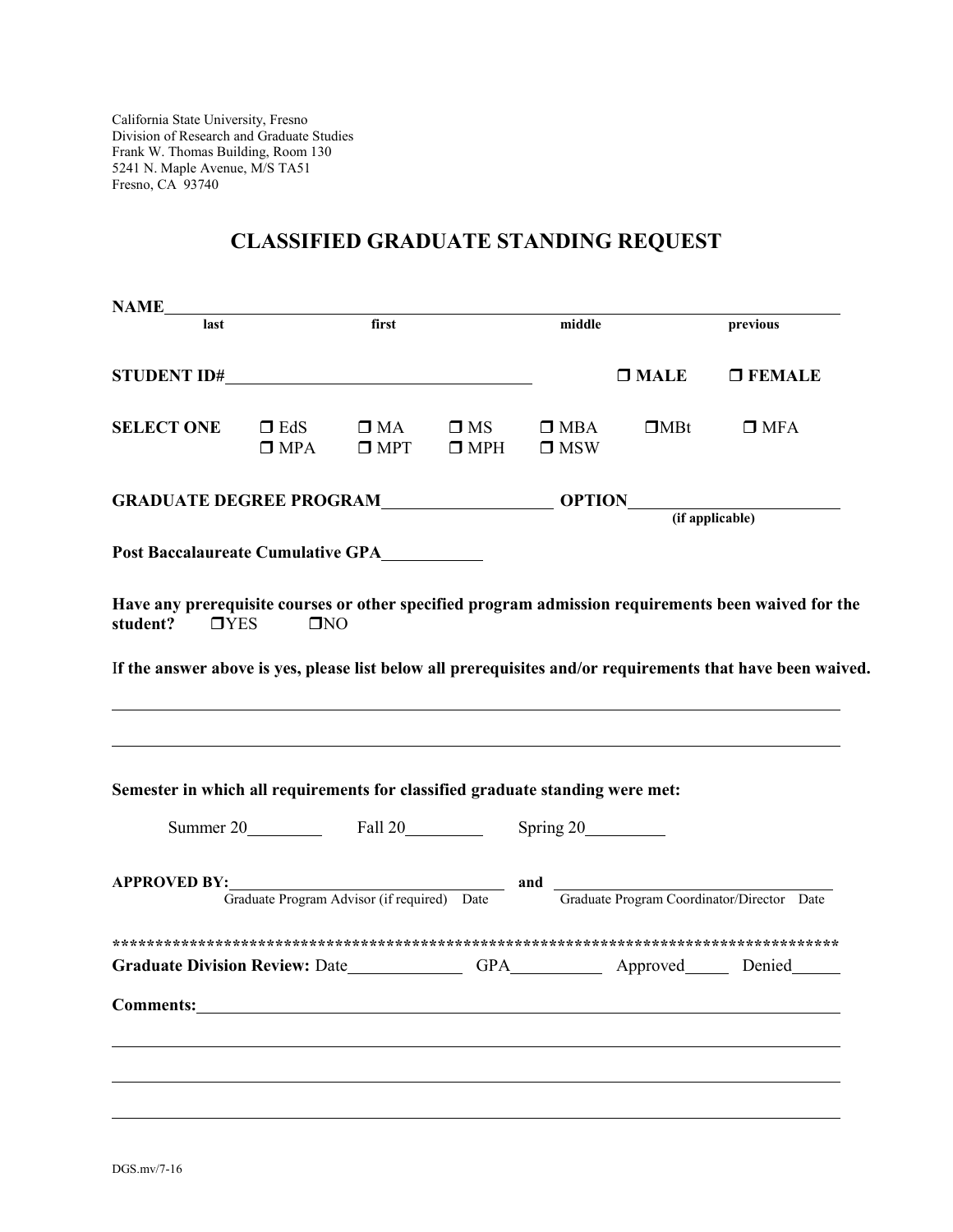California State University, Fresno
Division of Research and Graduate Studies
Frank W. Thomas Building, Room 130
5241 N. Maple Avenue, M/S TA51
Fresno, CA 93740

# CLASSIFIED GRADUATE STANDING REQUEST

**NAME**\_\_\_\_\_\_\_\_\_\_\_\_\_\_\_\_\_\_\_\_\_\_\_\_\_\_\_\_\_\_\_\_\_\_\_\_\_\_\_\_\_\_\_\_\_\_\_\_\_\_\_\_\_\_\_\_\_\_\_\_

**last** **first** **middle** **previous**

**STUDENT ID#**\_\_\_\_\_\_\_\_\_\_\_\_\_\_\_\_\_\_\_\_\_\_\_\_\_\_\_\_ ❒ **MALE** ❒ **FEMALE**

**SELECT ONE** ❒ EdS ❒ MA ❒ MS ❒ MBA ❒MBt ❒ MFA
❒ MPA ❒ MPT ❒ MPH ❒ MSW

**GRADUATE DEGREE PROGRAM**\_\_\_\_\_\_\_\_\_\_\_\_\_\_\_\_\_\_\_\_ **OPTION**\_\_\_\_\_\_\_\_\_\_\_\_\_\_\_\_\_\_\_\_
**(if applicable)**

**Post Baccalaureate Cumulative GPA**\_\_\_\_\_\_\_\_\_\_

**Have any prerequisite courses or other specified program admission requirements been waived for the student?** ❒YES ❒NO

**If the answer above is yes, please list below all prerequisites and/or requirements that have been waived.**

\_\_\_\_\_\_\_\_\_\_\_\_\_\_\_\_\_\_\_\_\_\_\_\_\_\_\_\_\_\_\_\_\_\_\_\_\_\_\_\_\_\_\_\_\_\_\_\_\_\_\_\_\_\_\_\_\_\_\_\_\_\_\_\_\_\_\_\_\_\_\_\_

\_\_\_\_\_\_\_\_\_\_\_\_\_\_\_\_\_\_\_\_\_\_\_\_\_\_\_\_\_\_\_\_\_\_\_\_\_\_\_\_\_\_\_\_\_\_\_\_\_\_\_\_\_\_\_\_\_\_\_\_\_\_\_\_\_\_\_\_\_\_\_\_

**Semester in which all requirements for classified graduate standing were met:**

Summer 20\_\_\_\_\_\_\_\_ Fall 20\_\_\_\_\_\_\_\_ Spring 20\_\_\_\_\_\_\_\_

**APPROVED BY:**\_\_\_\_\_\_\_\_\_\_\_\_\_\_\_\_\_\_\_\_\_\_\_\_\_\_\_\_\_\_ **and** \_\_\_\_\_\_\_\_\_\_\_\_\_\_\_\_\_\_\_\_\_\_\_\_\_\_\_\_\_\_
Graduate Program Advisor (if required) Date Graduate Program Coordinator/Director Date

\*\*\*\*\*\*\*\*\*\*\*\*\*\*\*\*\*\*\*\*\*\*\*\*\*\*\*\*\*\*\*\*\*\*\*\*\*\*\*\*\*\*\*\*\*\*\*\*\*\*\*\*\*\*\*\*\*\*\*\*\*\*\*\*\*\*\*\*\*\*\*\*\*\*\*\*\*\*\*\*\*\*\*\*\*\*\*\*\*\*

**Graduate Division Review:** Date\_\_\_\_\_\_\_\_\_\_\_\_ GPA\_\_\_\_\_\_\_\_\_\_ Approved\_\_\_\_\_ Denied\_\_\_\_\_

**Comments:**\_\_\_\_\_\_\_\_\_\_\_\_\_\_\_\_\_\_\_\_\_\_\_\_\_\_\_\_\_\_\_\_\_\_\_\_\_\_\_\_\_\_\_\_\_\_\_\_\_\_\_\_\_\_\_\_\_\_\_\_\_\_\_\_

\_\_\_\_\_\_\_\_\_\_\_\_\_\_\_\_\_\_\_\_\_\_\_\_\_\_\_\_\_\_\_\_\_\_\_\_\_\_\_\_\_\_\_\_\_\_\_\_\_\_\_\_\_\_\_\_\_\_\_\_\_\_\_\_\_\_\_\_\_\_\_\_

\_\_\_\_\_\_\_\_\_\_\_\_\_\_\_\_\_\_\_\_\_\_\_\_\_\_\_\_\_\_\_\_\_\_\_\_\_\_\_\_\_\_\_\_\_\_\_\_\_\_\_\_\_\_\_\_\_\_\_\_\_\_\_\_\_\_\_\_\_\_\_\_

\_\_\_\_\_\_\_\_\_\_\_\_\_\_\_\_\_\_\_\_\_\_\_\_\_\_\_\_\_\_\_\_\_\_\_\_\_\_\_\_\_\_\_\_\_\_\_\_\_\_\_\_\_\_\_\_\_\_\_\_\_\_\_\_\_\_\_\_\_\_\_\_

DGS.mv/7-16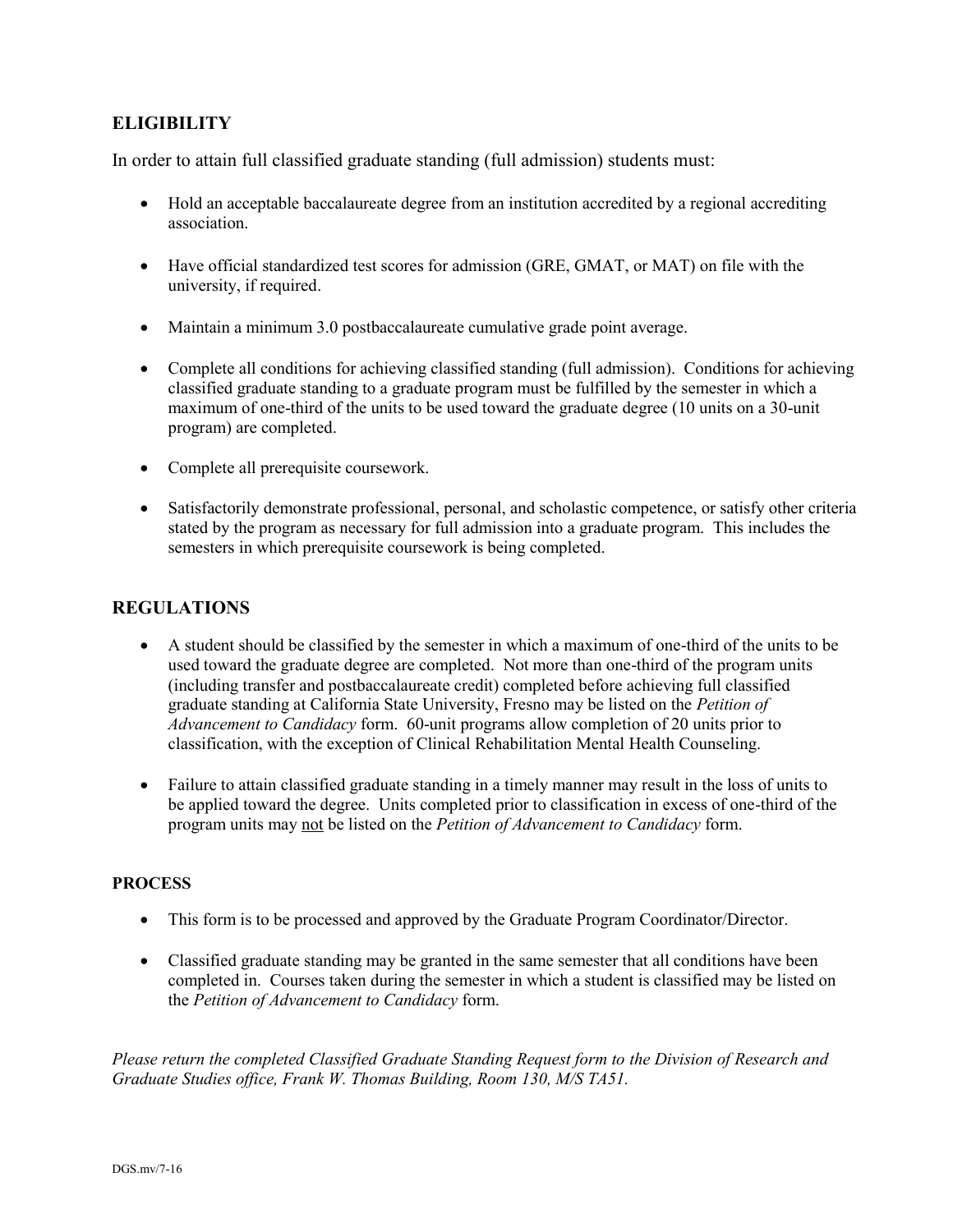## ELIGIBILITY

In order to attain full classified graduate standing (full admission) students must:

- Hold an acceptable baccalaureate degree from an institution accredited by a regional accrediting association.
- Have official standardized test scores for admission (GRE, GMAT, or MAT) on file with the university, if required.
- Maintain a minimum 3.0 postbaccalaureate cumulative grade point average.
- Complete all conditions for achieving classified standing (full admission). Conditions for achieving classified graduate standing to a graduate program must be fulfilled by the semester in which a maximum of one-third of the units to be used toward the graduate degree (10 units on a 30-unit program) are completed.
- Complete all prerequisite coursework.
- Satisfactorily demonstrate professional, personal, and scholastic competence, or satisfy other criteria stated by the program as necessary for full admission into a graduate program. This includes the semesters in which prerequisite coursework is being completed.

## REGULATIONS

- A student should be classified by the semester in which a maximum of one-third of the units to be used toward the graduate degree are completed. Not more than one-third of the program units (including transfer and postbaccalaureate credit) completed before achieving full classified graduate standing at California State University, Fresno may be listed on the *Petition of Advancement to Candidacy* form. 60-unit programs allow completion of 20 units prior to classification, with the exception of Clinical Rehabilitation Mental Health Counseling.
- Failure to attain classified graduate standing in a timely manner may result in the loss of units to be applied toward the degree. Units completed prior to classification in excess of one-third of the program units may not be listed on the *Petition of Advancement to Candidacy* form.

### PROCESS

- This form is to be processed and approved by the Graduate Program Coordinator/Director.
- Classified graduate standing may be granted in the same semester that all conditions have been completed in. Courses taken during the semester in which a student is classified may be listed on the *Petition of Advancement to Candidacy* form.

*Please return the completed Classified Graduate Standing Request form to the Division of Research and Graduate Studies office, Frank W. Thomas Building, Room 130, M/S TA51.*

DGS.mv/7-16